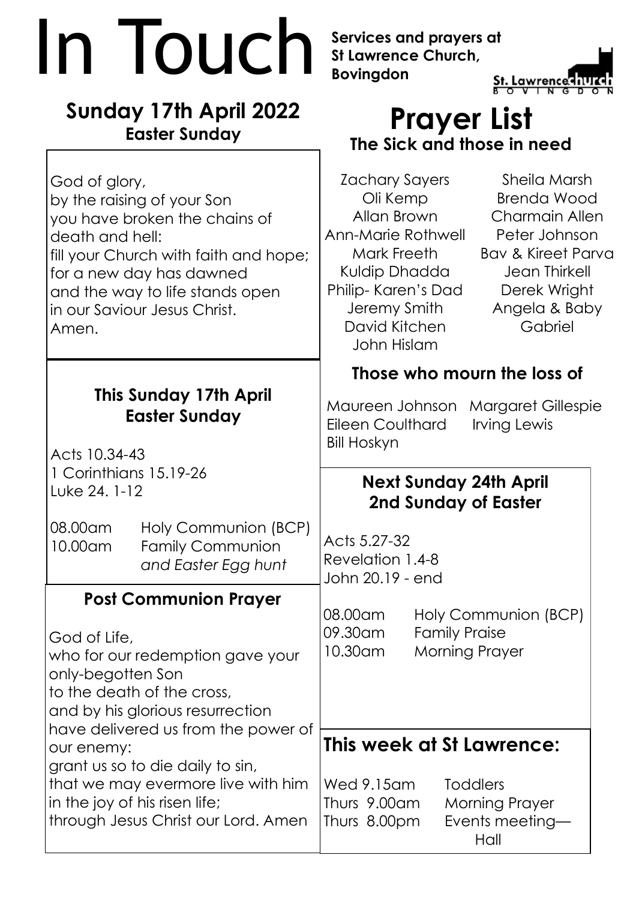# In Touch

**Services and prayers at St Lawrence Church, Bovingdon**

St. Lawrence church BOVINGDON

## Sunday 17th April 2022
**Easter Sunday**

God of glory,
by the raising of your Son
you have broken the chains of death and hell:
fill your Church with faith and hope;
for a new day has dawned
and the way to life stands open
in our Saviour Jesus Christ.
Amen.

### This Sunday 17th April
**Easter Sunday**

Acts 10.34-43
1 Corinthians 15.19-26
Luke 24. 1-12

| | |
|---|---|
| 08.00am | Holy Communion (BCP) |
| 10.00am | Family Communion *and Easter Egg hunt* |

### Post Communion Prayer

God of Life,
who for our redemption gave your only-begotten Son
to the death of the cross,
and by his glorious resurrection
have delivered us from the power of our enemy:
grant us so to die daily to sin,
that we may evermore live with him
in the joy of his risen life;
through Jesus Christ our Lord. Amen

## Prayer List
**The Sick and those in need**

Zachary Sayers
Oli Kemp
Allan Brown
Ann-Marie Rothwell
Mark Freeth
Kuldip Dhadda
Philip- Karen's Dad
Jeremy Smith
David Kitchen
John Hislam
Sheila Marsh
Brenda Wood
Charmain Allen
Peter Johnson
Bav & Kireet Parva
Jean Thirkell
Derek Wright
Angela & Baby Gabriel

### Those who mourn the loss of

Maureen Johnson
Margaret Gillespie
Eileen Coulthard
Irving Lewis
Bill Hoskyn

### Next Sunday 24th April
**2nd Sunday of Easter**

Acts 5.27-32
Revelation 1.4-8
John 20.19 - end

| | |
|---|---|
| 08.00am | Holy Communion (BCP) |
| 09.30am | Family Praise |
| 10.30am | Morning Prayer |

### This week at St Lawrence:

| | |
|---|---|
| Wed 9.15am | Toddlers |
| Thurs 9.00am | Morning Prayer |
| Thurs 8.00pm | Events meeting—Hall |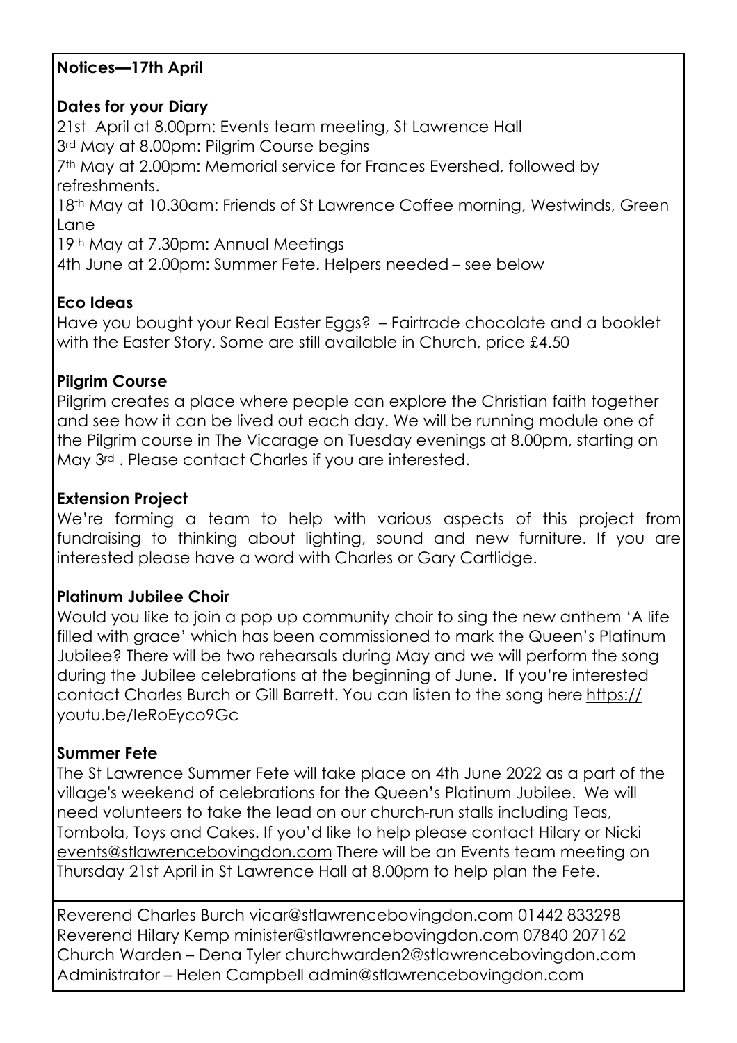**Notices—17th April**

**Dates for your Diary**

21st April at 8.00pm: Events team meeting, St Lawrence Hall
3rd May at 8.00pm: Pilgrim Course begins
7th May at 2.00pm: Memorial service for Frances Evershed, followed by refreshments.
18th May at 10.30am: Friends of St Lawrence Coffee morning, Westwinds, Green Lane
19th May at 7.30pm: Annual Meetings
4th June at 2.00pm: Summer Fete. Helpers needed – see below

**Eco Ideas**

Have you bought your Real Easter Eggs? – Fairtrade chocolate and a booklet with the Easter Story. Some are still available in Church, price £4.50

**Pilgrim Course**

Pilgrim creates a place where people can explore the Christian faith together and see how it can be lived out each day. We will be running module one of the Pilgrim course in The Vicarage on Tuesday evenings at 8.00pm, starting on May 3rd . Please contact Charles if you are interested.

**Extension Project**

We're forming a team to help with various aspects of this project from fundraising to thinking about lighting, sound and new furniture. If you are interested please have a word with Charles or Gary Cartlidge.

**Platinum Jubilee Choir**

Would you like to join a pop up community choir to sing the new anthem 'A life filled with grace' which has been commissioned to mark the Queen's Platinum Jubilee? There will be two rehearsals during May and we will perform the song during the Jubilee celebrations at the beginning of June. If you're interested contact Charles Burch or Gill Barrett. You can listen to the song here https://youtu.be/IeRoEyco9Gc

**Summer Fete**

The St Lawrence Summer Fete will take place on 4th June 2022 as a part of the village's weekend of celebrations for the Queen's Platinum Jubilee. We will need volunteers to take the lead on our church-run stalls including Teas, Tombola, Toys and Cakes. If you'd like to help please contact Hilary or Nicki events@stlawrencebovingdon.com There will be an Events team meeting on Thursday 21st April in St Lawrence Hall at 8.00pm to help plan the Fete.

Reverend Charles Burch vicar@stlawrencebovingdon.com 01442 833298
Reverend Hilary Kemp minister@stlawrencebovingdon.com 07840 207162
Church Warden – Dena Tyler churchwarden2@stlawrencebovingdon.com
Administrator – Helen Campbell admin@stlawrencebovingdon.com